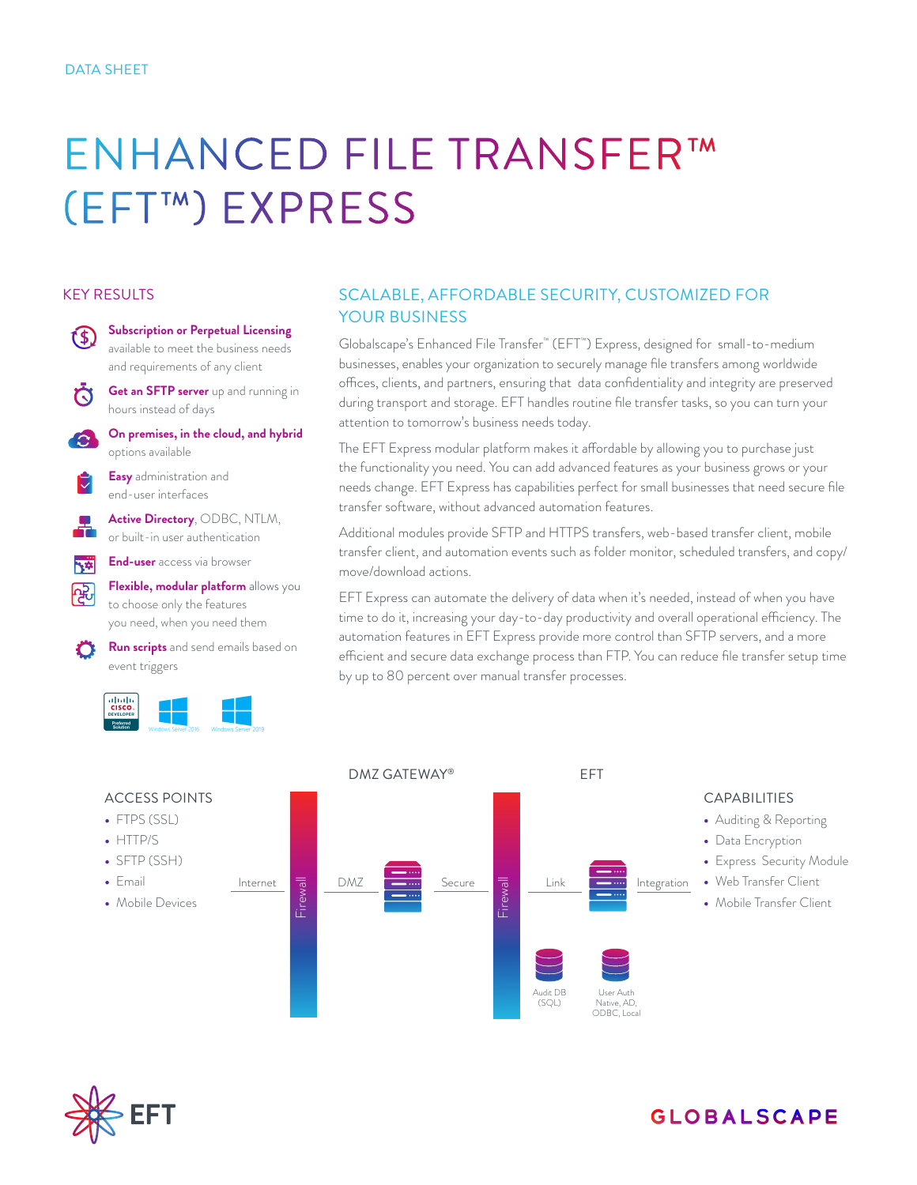DATA SHEET

# ENHANCED FILE TRANSFER™ (EFT™) EXPRESS

## KEY RESULTS

- **Subscription or Perpetual Licensing** available to meet the business needs and requirements of any client
- **Get an SFTP server** up and running in hours instead of days
- **On premises, in the cloud, and hybrid** options available
- **Easy** administration and end-user interfaces
- **Active Directory**, ODBC, NTLM, or built-in user authentication
- **End-user** access via browser
- **Flexible, modular platform** allows you to choose only the features you need, when you need them
- **Run scripts** and send emails based on event triggers

## SCALABLE, AFFORDABLE SECURITY, CUSTOMIZED FOR YOUR BUSINESS

Globalscape's Enhanced File Transfer™ (EFT™) Express, designed for small-to-medium businesses, enables your organization to securely manage file transfers among worldwide offices, clients, and partners, ensuring that data confidentiality and integrity are preserved during transport and storage. EFT handles routine file transfer tasks, so you can turn your attention to tomorrow's business needs today.

The EFT Express modular platform makes it affordable by allowing you to purchase just the functionality you need. You can add advanced features as your business grows or your needs change. EFT Express has capabilities perfect for small businesses that need secure file transfer software, without advanced automation features.

Additional modules provide SFTP and HTTPS transfers, web-based transfer client, mobile transfer client, and automation events such as folder monitor, scheduled transfers, and copy/move/download actions.

EFT Express can automate the delivery of data when it's needed, instead of when you have time to do it, increasing your day-to-day productivity and overall operational efficiency. The automation features in EFT Express provide more control than SFTP servers, and a more efficient and secure data exchange process than FTP. You can reduce file transfer setup time by up to 80 percent over manual transfer processes.

### ACCESS POINTS

- FTPS (SSL)
- HTTP/S
- SFTP (SSH)
- Email
- Mobile Devices

Internet — Firewall — DMZ — DMZ GATEWAY® — Secure — Firewall — Link — EFT — Integration

Audit DB (SQL)

User Auth Native, AD, ODBC, Local

### CAPABILITIES

- Auditing & Reporting
- Data Encryption
- Express Security Module
- Web Transfer Client
- Mobile Transfer Client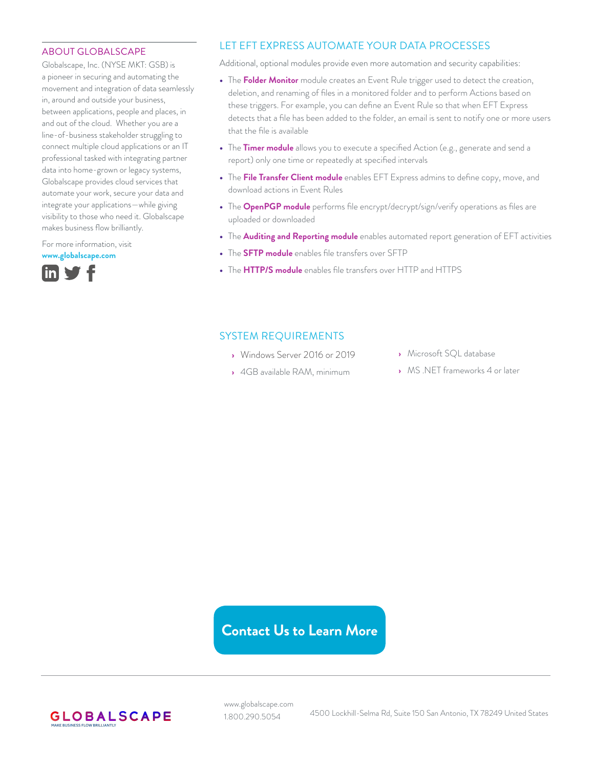## ABOUT GLOBALSCAPE

Globalscape, Inc. (NYSE MKT: GSB) is a pioneer in securing and automating the movement and integration of data seamlessly in, around and outside your business, between applications, people and places, in and out of the cloud. Whether you are a line-of-business stakeholder struggling to connect multiple cloud applications or an IT professional tasked with integrating partner data into home-grown or legacy systems, Globalscape provides cloud services that automate your work, secure your data and integrate your applications—while giving visibility to those who need it. Globalscape makes business flow brilliantly.

For more information, visit
**www.globalscape.com**

## LET EFT EXPRESS AUTOMATE YOUR DATA PROCESSES

Additional, optional modules provide even more automation and security capabilities:

- The **Folder Monitor** module creates an Event Rule trigger used to detect the creation, deletion, and renaming of files in a monitored folder and to perform Actions based on these triggers. For example, you can define an Event Rule so that when EFT Express detects that a file has been added to the folder, an email is sent to notify one or more users that the file is available
- The **Timer module** allows you to execute a specified Action (e.g., generate and send a report) only one time or repeatedly at specified intervals
- The **File Transfer Client module** enables EFT Express admins to define copy, move, and download actions in Event Rules
- The **OpenPGP module** performs file encrypt/decrypt/sign/verify operations as files are uploaded or downloaded
- The **Auditing and Reporting module** enables automated report generation of EFT activities
- The **SFTP module** enables file transfers over SFTP
- The **HTTP/S module** enables file transfers over HTTP and HTTPS

## SYSTEM REQUIREMENTS

- Windows Server 2016 or 2019
- 4GB available RAM, minimum
- Microsoft SQL database
- MS .NET frameworks 4 or later

**Contact Us to Learn More**

GLOBALSCAPE
MAKE BUSINESS FLOW BRILLIANTLY

www.globalscape.com
1.800.290.5054

4500 Lockhill-Selma Rd, Suite 150 San Antonio, TX 78249 United States